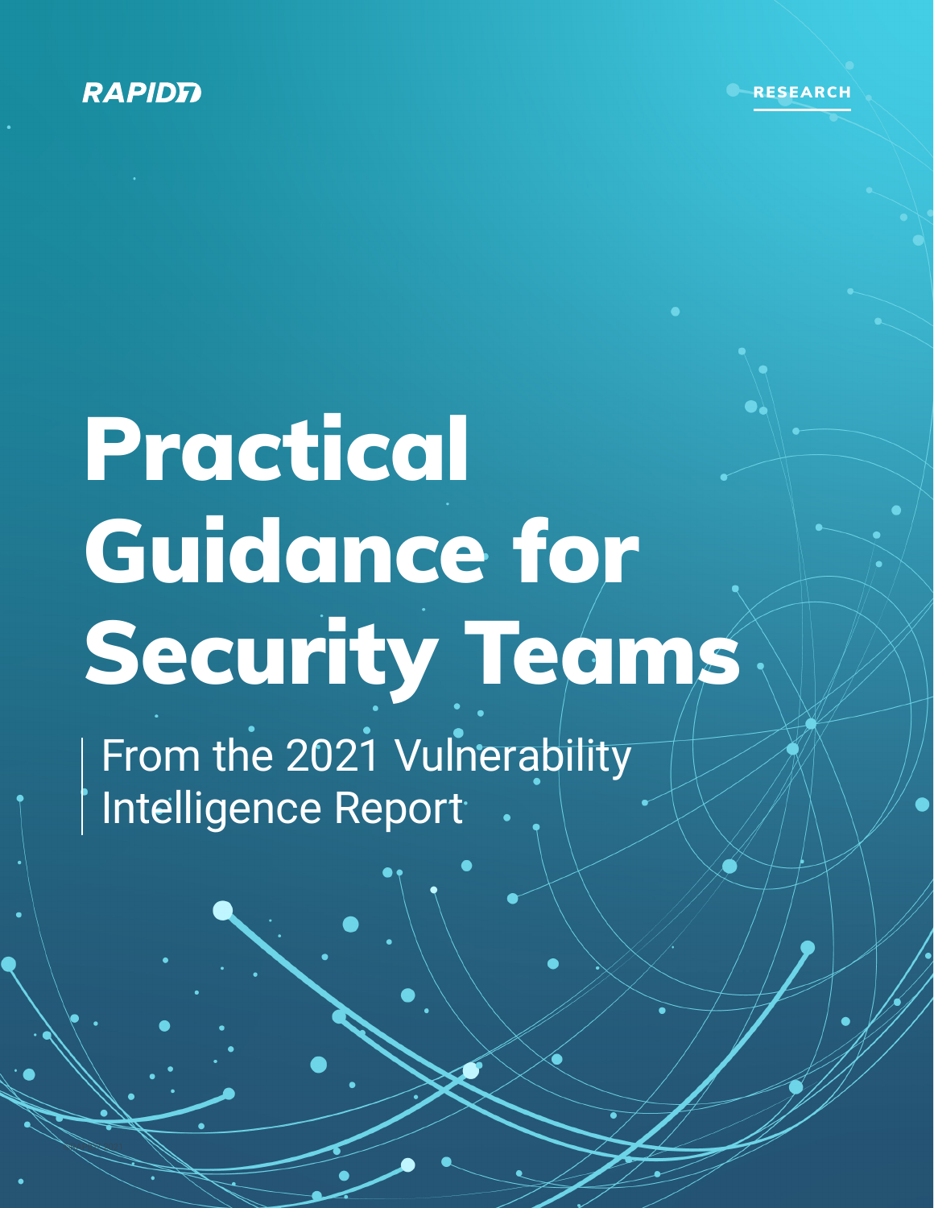RAPID7

RESEARCH

# Practical Guidance for Security Teams

From the 2021 Vulnerability Intelligence Report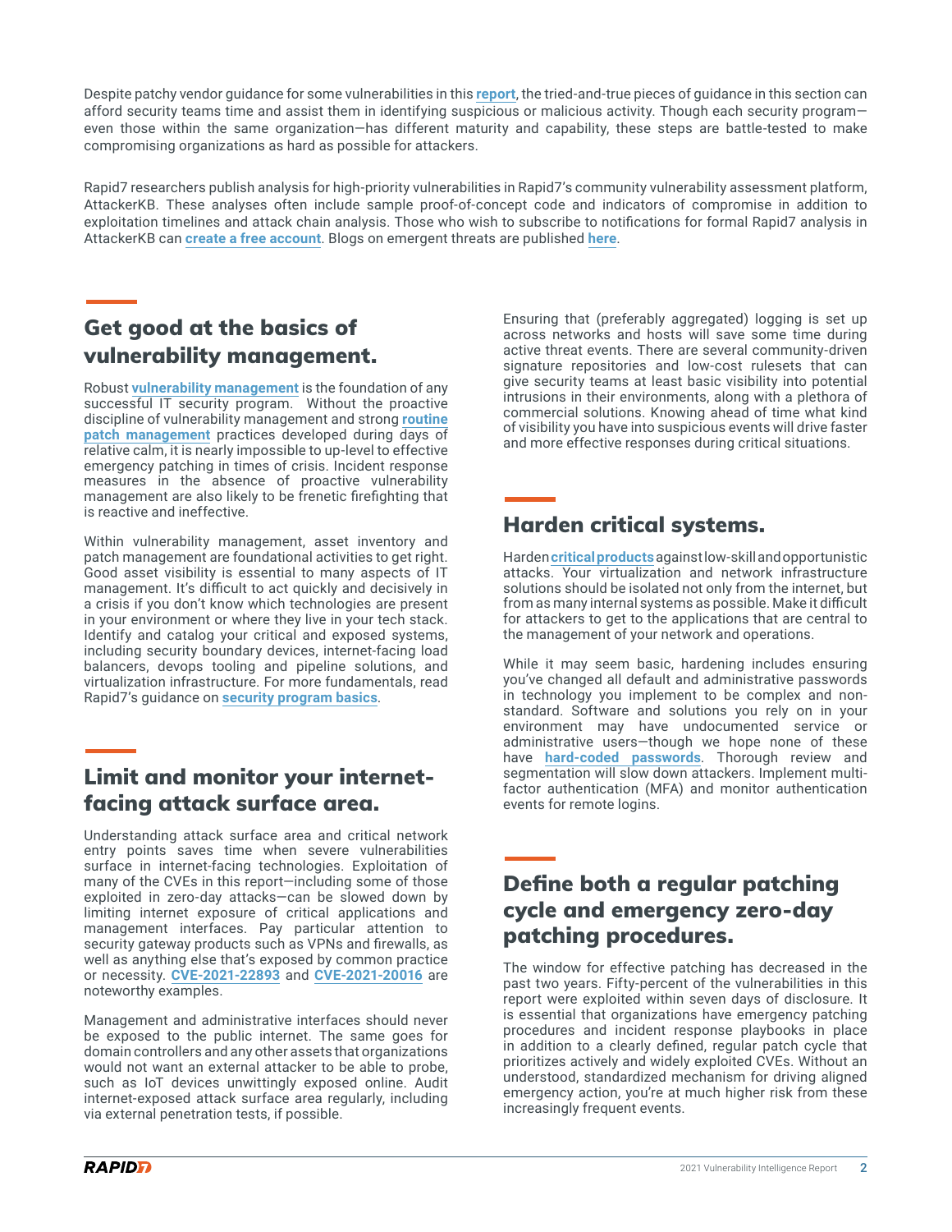Despite patchy vendor guidance for some vulnerabilities in this **report**, the tried-and-true pieces of guidance in this section can afford security teams time and assist them in identifying suspicious or malicious activity. Though each security program—even those within the same organization—has different maturity and capability, these steps are battle-tested to make compromising organizations as hard as possible for attackers.

Rapid7 researchers publish analysis for high-priority vulnerabilities in Rapid7's community vulnerability assessment platform, AttackerKB. These analyses often include sample proof-of-concept code and indicators of compromise in addition to exploitation timelines and attack chain analysis. Those who wish to subscribe to notifications for formal Rapid7 analysis in AttackerKB can **create a free account**. Blogs on emergent threats are published **here**.

## Get good at the basics of vulnerability management.

Robust **vulnerability management** is the foundation of any successful IT security program. Without the proactive discipline of vulnerability management and strong **routine patch management** practices developed during days of relative calm, it is nearly impossible to up-level to effective emergency patching in times of crisis. Incident response measures in the absence of proactive vulnerability management are also likely to be frenetic firefighting that is reactive and ineffective.

Within vulnerability management, asset inventory and patch management are foundational activities to get right. Good asset visibility is essential to many aspects of IT management. It's difficult to act quickly and decisively in a crisis if you don't know which technologies are present in your environment or where they live in your tech stack. Identify and catalog your critical and exposed systems, including security boundary devices, internet-facing load balancers, devops tooling and pipeline solutions, and virtualization infrastructure. For more fundamentals, read Rapid7's guidance on **security program basics**.

## Limit and monitor your internet-facing attack surface area.

Understanding attack surface area and critical network entry points saves time when severe vulnerabilities surface in internet-facing technologies. Exploitation of many of the CVEs in this report—including some of those exploited in zero-day attacks—can be slowed down by limiting internet exposure of critical applications and management interfaces. Pay particular attention to security gateway products such as VPNs and firewalls, as well as anything else that's exposed by common practice or necessity. **CVE-2021-22893** and **CVE-2021-20016** are noteworthy examples.

Management and administrative interfaces should never be exposed to the public internet. The same goes for domain controllers and any other assets that organizations would not want an external attacker to be able to probe, such as IoT devices unwittingly exposed online. Audit internet-exposed attack surface area regularly, including via external penetration tests, if possible.

Ensuring that (preferably aggregated) logging is set up across networks and hosts will save some time during active threat events. There are several community-driven signature repositories and low-cost rulesets that can give security teams at least basic visibility into potential intrusions in their environments, along with a plethora of commercial solutions. Knowing ahead of time what kind of visibility you have into suspicious events will drive faster and more effective responses during critical situations.

## Harden critical systems.

Harden **critical products** against low-skill and opportunistic attacks. Your virtualization and network infrastructure solutions should be isolated not only from the internet, but from as many internal systems as possible. Make it difficult for attackers to get to the applications that are central to the management of your network and operations.

While it may seem basic, hardening includes ensuring you've changed all default and administrative passwords in technology you implement to be complex and non-standard. Software and solutions you rely on in your environment may have undocumented service or administrative users—though we hope none of these have **hard-coded passwords**. Thorough review and segmentation will slow down attackers. Implement multi-factor authentication (MFA) and monitor authentication events for remote logins.

## Define both a regular patching cycle and emergency zero-day patching procedures.

The window for effective patching has decreased in the past two years. Fifty-percent of the vulnerabilities in this report were exploited within seven days of disclosure. It is essential that organizations have emergency patching procedures and incident response playbooks in place in addition to a clearly defined, regular patch cycle that prioritizes actively and widely exploited CVEs. Without an understood, standardized mechanism for driving aligned emergency action, you're at much higher risk from these increasingly frequent events.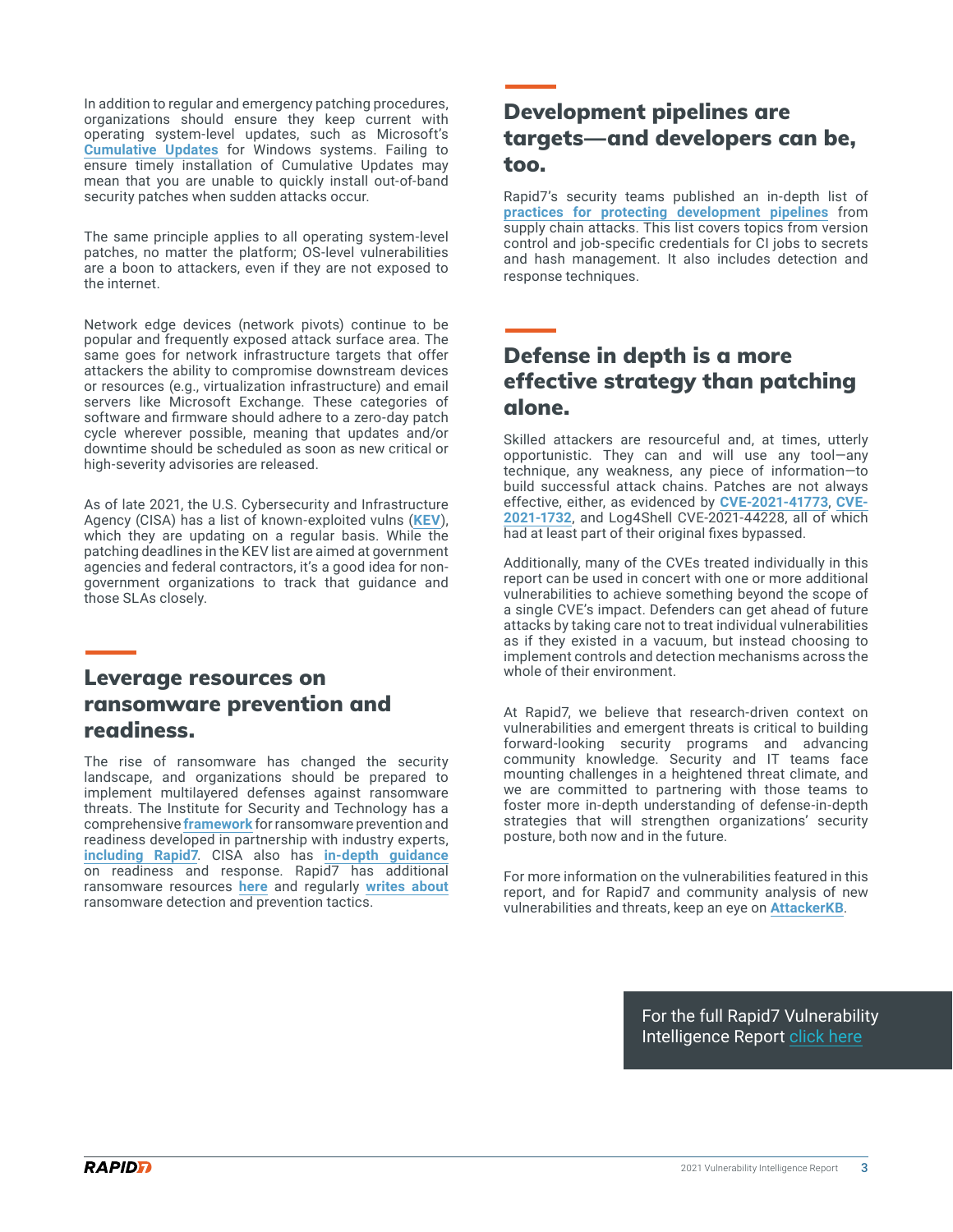In addition to regular and emergency patching procedures, organizations should ensure they keep current with operating system-level updates, such as Microsoft's **Cumulative Updates** for Windows systems. Failing to ensure timely installation of Cumulative Updates may mean that you are unable to quickly install out-of-band security patches when sudden attacks occur.

The same principle applies to all operating system-level patches, no matter the platform; OS-level vulnerabilities are a boon to attackers, even if they are not exposed to the internet.

Network edge devices (network pivots) continue to be popular and frequently exposed attack surface area. The same goes for network infrastructure targets that offer attackers the ability to compromise downstream devices or resources (e.g., virtualization infrastructure) and email servers like Microsoft Exchange. These categories of software and firmware should adhere to a zero-day patch cycle wherever possible, meaning that updates and/or downtime should be scheduled as soon as new critical or high-severity advisories are released.

As of late 2021, the U.S. Cybersecurity and Infrastructure Agency (CISA) has a list of known-exploited vulns (**KEV**), which they are updating on a regular basis. While the patching deadlines in the KEV list are aimed at government agencies and federal contractors, it's a good idea for non-government organizations to track that guidance and those SLAs closely.

## Leverage resources on ransomware prevention and readiness.

The rise of ransomware has changed the security landscape, and organizations should be prepared to implement multilayered defenses against ransomware threats. The Institute for Security and Technology has a comprehensive **framework** for ransomware prevention and readiness developed in partnership with industry experts, **including Rapid7**. CISA also has **in-depth guidance** on readiness and response. Rapid7 has additional ransomware resources **here** and regularly **writes about** ransomware detection and prevention tactics.

## Development pipelines are targets—and developers can be, too.

Rapid7's security teams published an in-depth list of **practices for protecting development pipelines** from supply chain attacks. This list covers topics from version control and job-specific credentials for CI jobs to secrets and hash management. It also includes detection and response techniques.

## Defense in depth is a more effective strategy than patching alone.

Skilled attackers are resourceful and, at times, utterly opportunistic. They can and will use any tool—any technique, any weakness, any piece of information—to build successful attack chains. Patches are not always effective, either, as evidenced by **CVE-2021-41773**, **CVE-2021-1732**, and Log4Shell CVE-2021-44228, all of which had at least part of their original fixes bypassed.

Additionally, many of the CVEs treated individually in this report can be used in concert with one or more additional vulnerabilities to achieve something beyond the scope of a single CVE's impact. Defenders can get ahead of future attacks by taking care not to treat individual vulnerabilities as if they existed in a vacuum, but instead choosing to implement controls and detection mechanisms across the whole of their environment.

At Rapid7, we believe that research-driven context on vulnerabilities and emergent threats is critical to building forward-looking security programs and advancing community knowledge. Security and IT teams face mounting challenges in a heightened threat climate, and we are committed to partnering with those teams to foster more in-depth understanding of defense-in-depth strategies that will strengthen organizations' security posture, both now and in the future.

For more information on the vulnerabilities featured in this report, and for Rapid7 and community analysis of new vulnerabilities and threats, keep an eye on **AttackerKB**.

For the full Rapid7 Vulnerability Intelligence Report click here